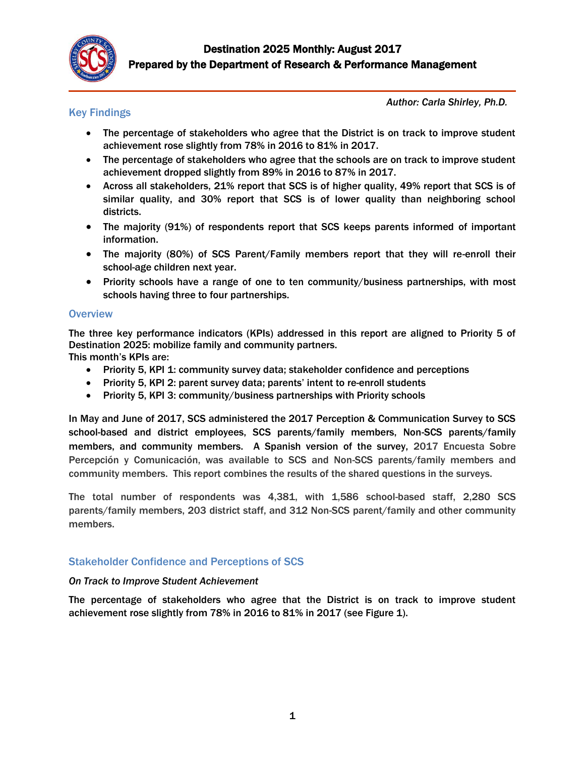# Destination 2025 Monthly: August 2017
## Prepared by the Department of Research & Performance Management

*Author: Carla Shirley, Ph.D.*

## Key Findings

- The percentage of stakeholders who agree that the District is on track to improve student achievement rose slightly from 78% in 2016 to 81% in 2017.
- The percentage of stakeholders who agree that the schools are on track to improve student achievement dropped slightly from 89% in 2016 to 87% in 2017.
- Across all stakeholders, 21% report that SCS is of higher quality, 49% report that SCS is of similar quality, and 30% report that SCS is of lower quality than neighboring school districts.
- The majority (91%) of respondents report that SCS keeps parents informed of important information.
- The majority (80%) of SCS Parent/Family members report that they will re-enroll their school-age children next year.
- Priority schools have a range of one to ten community/business partnerships, with most schools having three to four partnerships.

## Overview

The three key performance indicators (KPIs) addressed in this report are aligned to Priority 5 of Destination 2025: mobilize family and community partners.
This month's KPIs are:

- Priority 5, KPI 1: community survey data; stakeholder confidence and perceptions
- Priority 5, KPI 2: parent survey data; parents' intent to re-enroll students
- Priority 5, KPI 3: community/business partnerships with Priority schools

In May and June of 2017, SCS administered the 2017 Perception & Communication Survey to SCS school-based and district employees, SCS parents/family members, Non-SCS parents/family members, and community members. A Spanish version of the survey, 2017 Encuesta Sobre Percepción y Comunicación, was available to SCS and Non-SCS parents/family members and community members. This report combines the results of the shared questions in the surveys.

The total number of respondents was 4,381, with 1,586 school-based staff, 2,280 SCS parents/family members, 203 district staff, and 312 Non-SCS parent/family and other community members.

## Stakeholder Confidence and Perceptions of SCS

*On Track to Improve Student Achievement*

The percentage of stakeholders who agree that the District is on track to improve student achievement rose slightly from 78% in 2016 to 81% in 2017 (see Figure 1).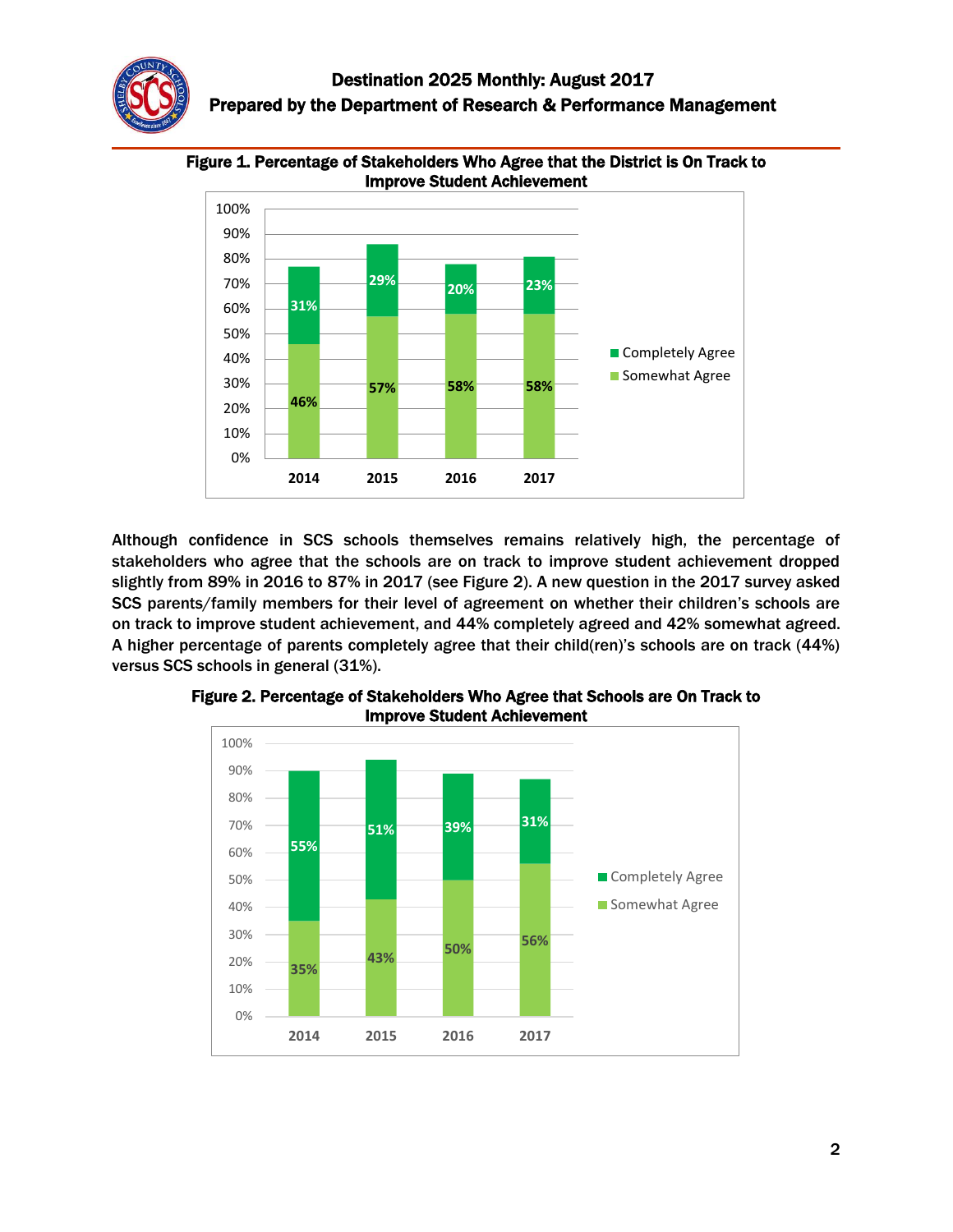# Destination 2025 Monthly: August 2017

## Prepared by the Department of Research & Performance Management

**Figure 1. Percentage of Stakeholders Who Agree that the District is On Track to Improve Student Achievement**

| Year | Somewhat Agree | Completely Agree |
|---|---|---|
| 2014 | 46% | 31% |
| 2015 | 57% | 29% |
| 2016 | 58% | 20% |
| 2017 | 58% | 23% |

Although confidence in SCS schools themselves remains relatively high, the percentage of stakeholders who agree that the schools are on track to improve student achievement dropped slightly from 89% in 2016 to 87% in 2017 (see Figure 2). A new question in the 2017 survey asked SCS parents/family members for their level of agreement on whether their children's schools are on track to improve student achievement, and 44% completely agreed and 42% somewhat agreed. A higher percentage of parents completely agree that their child(ren)'s schools are on track (44%) versus SCS schools in general (31%).

**Figure 2. Percentage of Stakeholders Who Agree that Schools are On Track to Improve Student Achievement**

| Year | Somewhat Agree | Completely Agree |
|---|---|---|
| 2014 | 35% | 55% |
| 2015 | 43% | 51% |
| 2016 | 50% | 39% |
| 2017 | 56% | 31% |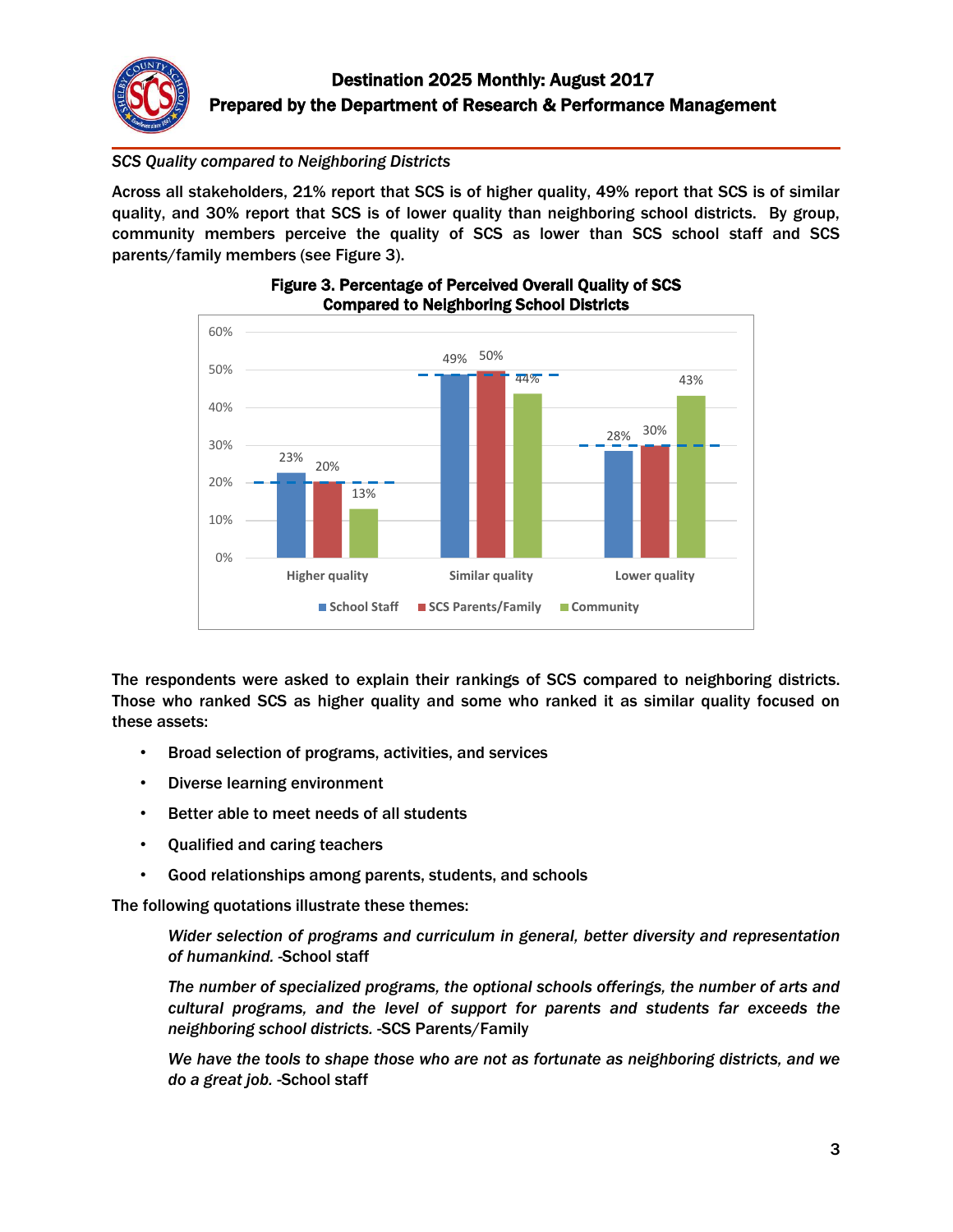*SCS Quality compared to Neighboring Districts*

Across all stakeholders, 21% report that SCS is of higher quality, 49% report that SCS is of similar quality, and 30% report that SCS is of lower quality than neighboring school districts. By group, community members perceive the quality of SCS as lower than SCS school staff and SCS parents/family members (see Figure 3).

**Figure 3. Percentage of Perceived Overall Quality of SCS Compared to Neighboring School Districts**

| | School Staff | SCS Parents/Family | Community |
|---|---|---|---|
| Higher quality | 23% | 20% | 13% |
| Similar quality | 49% | 50% | 44% |
| Lower quality | 28% | 30% | 43% |

The respondents were asked to explain their rankings of SCS compared to neighboring districts. Those who ranked SCS as higher quality and some who ranked it as similar quality focused on these assets:

- Broad selection of programs, activities, and services
- Diverse learning environment
- Better able to meet needs of all students
- Qualified and caring teachers
- Good relationships among parents, students, and schools

The following quotations illustrate these themes:

> *Wider selection of programs and curriculum in general, better diversity and representation of humankind.* -School staff

> *The number of specialized programs, the optional schools offerings, the number of arts and cultural programs, and the level of support for parents and students far exceeds the neighboring school districts.* -SCS Parents/Family

> *We have the tools to shape those who are not as fortunate as neighboring districts, and we do a great job.* -School staff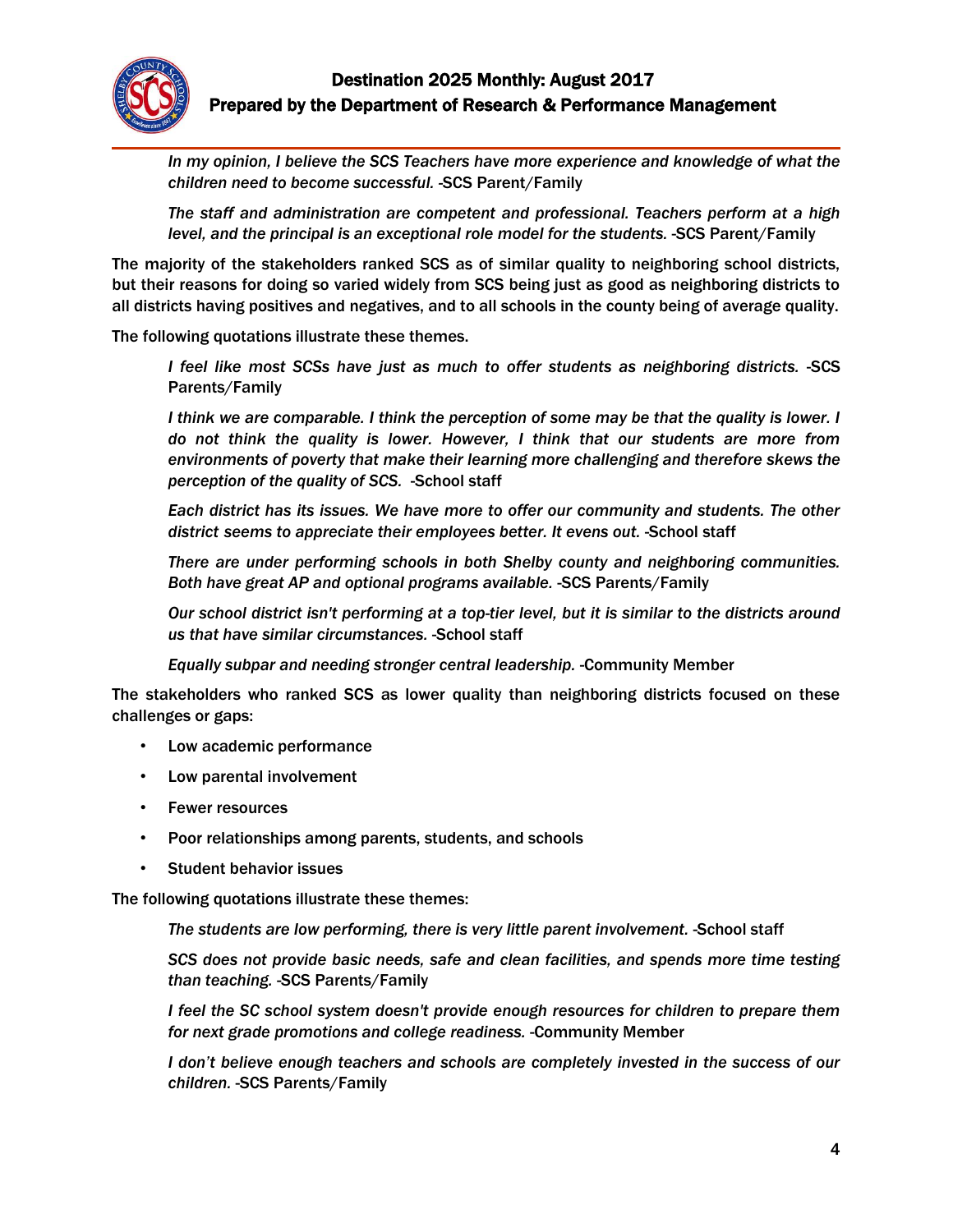> *In my opinion, I believe the SCS Teachers have more experience and knowledge of what the children need to become successful.* -SCS Parent/Family

> *The staff and administration are competent and professional. Teachers perform at a high level, and the principal is an exceptional role model for the students.* -SCS Parent/Family

The majority of the stakeholders ranked SCS as of similar quality to neighboring school districts, but their reasons for doing so varied widely from SCS being just as good as neighboring districts to all districts having positives and negatives, and to all schools in the county being of average quality.

The following quotations illustrate these themes.

> *I feel like most SCSs have just as much to offer students as neighboring districts.* -SCS Parents/Family

> *I think we are comparable. I think the perception of some may be that the quality is lower. I do not think the quality is lower. However, I think that our students are more from environments of poverty that make their learning more challenging and therefore skews the perception of the quality of SCS.* -School staff

> *Each district has its issues. We have more to offer our community and students. The other district seems to appreciate their employees better. It evens out.* -School staff

> *There are under performing schools in both Shelby county and neighboring communities. Both have great AP and optional programs available.* -SCS Parents/Family

> *Our school district isn't performing at a top-tier level, but it is similar to the districts around us that have similar circumstances.* -School staff

> *Equally subpar and needing stronger central leadership.* -Community Member

The stakeholders who ranked SCS as lower quality than neighboring districts focused on these challenges or gaps:

- Low academic performance
- Low parental involvement
- Fewer resources
- Poor relationships among parents, students, and schools
- Student behavior issues

The following quotations illustrate these themes:

> *The students are low performing, there is very little parent involvement.* -School staff

> *SCS does not provide basic needs, safe and clean facilities, and spends more time testing than teaching.* -SCS Parents/Family

> *I feel the SC school system doesn't provide enough resources for children to prepare them for next grade promotions and college readiness.* -Community Member

> *I don't believe enough teachers and schools are completely invested in the success of our children.* -SCS Parents/Family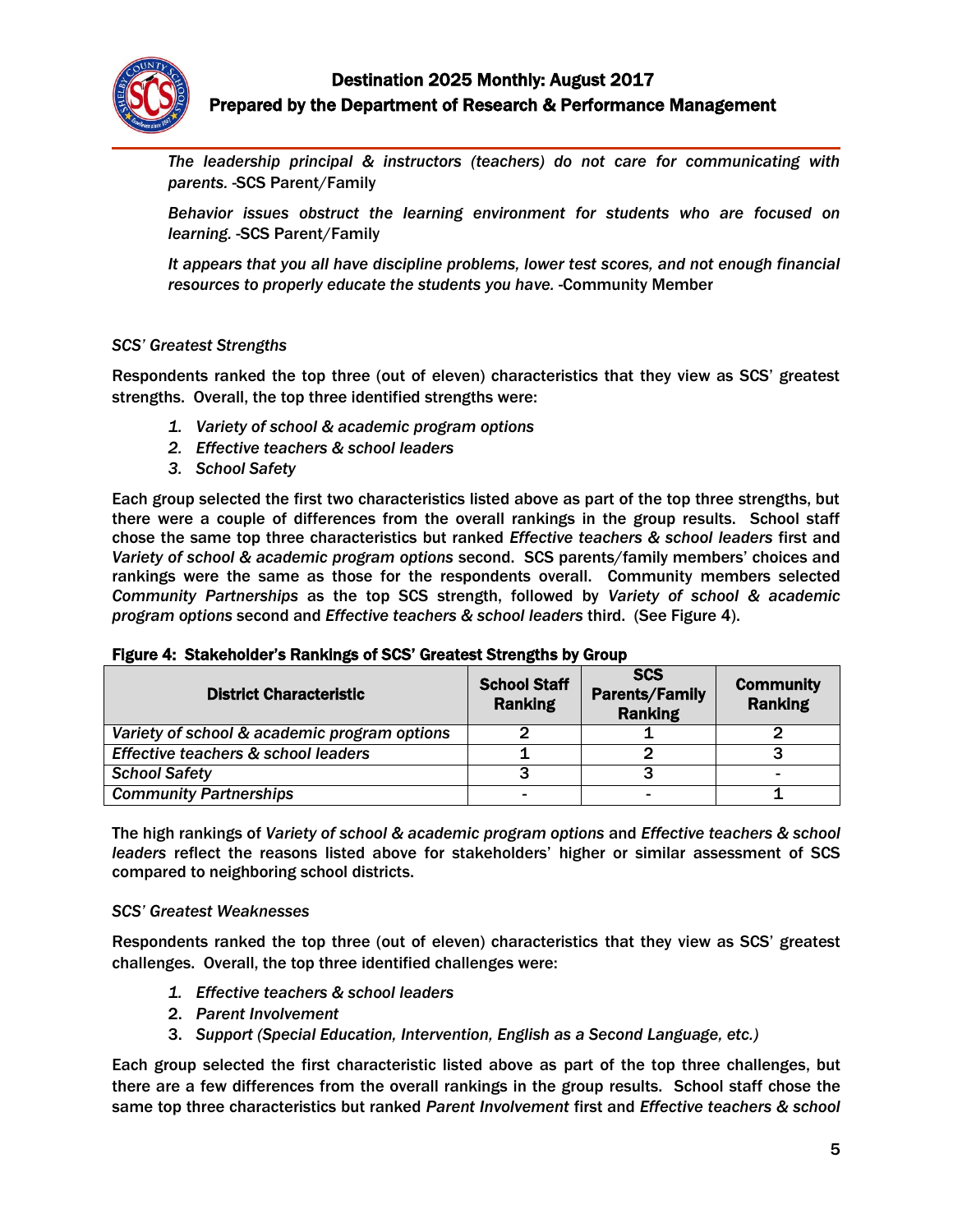*The leadership principal & instructors (teachers) do not care for communicating with parents.* -SCS Parent/Family

*Behavior issues obstruct the learning environment for students who are focused on learning.* -SCS Parent/Family

*It appears that you all have discipline problems, lower test scores, and not enough financial resources to properly educate the students you have.* -Community Member

*SCS' Greatest Strengths*

Respondents ranked the top three (out of eleven) characteristics that they view as SCS' greatest strengths. Overall, the top three identified strengths were:

1. *Variety of school & academic program options*
2. *Effective teachers & school leaders*
3. *School Safety*

Each group selected the first two characteristics listed above as part of the top three strengths, but there were a couple of differences from the overall rankings in the group results. School staff chose the same top three characteristics but ranked *Effective teachers & school leaders* first and *Variety of school & academic program options* second. SCS parents/family members' choices and rankings were the same as those for the respondents overall. Community members selected *Community Partnerships* as the top SCS strength, followed by *Variety of school & academic program options* second and *Effective teachers & school leaders* third. (See Figure 4).

**Figure 4: Stakeholder's Rankings of SCS' Greatest Strengths by Group**

| District Characteristic | School Staff Ranking | SCS Parents/Family Ranking | Community Ranking |
|---|---|---|---|
| *Variety of school & academic program options* | 2 | 1 | 2 |
| *Effective teachers & school leaders* | 1 | 2 | 3 |
| *School Safety* | 3 | 3 | - |
| *Community Partnerships* | - | - | 1 |

The high rankings of *Variety of school & academic program options* and *Effective teachers & school leaders* reflect the reasons listed above for stakeholders' higher or similar assessment of SCS compared to neighboring school districts.

*SCS' Greatest Weaknesses*

Respondents ranked the top three (out of eleven) characteristics that they view as SCS' greatest challenges. Overall, the top three identified challenges were:

1. *Effective teachers & school leaders*
2. *Parent Involvement*
3. *Support (Special Education, Intervention, English as a Second Language, etc.)*

Each group selected the first characteristic listed above as part of the top three challenges, but there are a few differences from the overall rankings in the group results. School staff chose the same top three characteristics but ranked *Parent Involvement* first and *Effective teachers & school*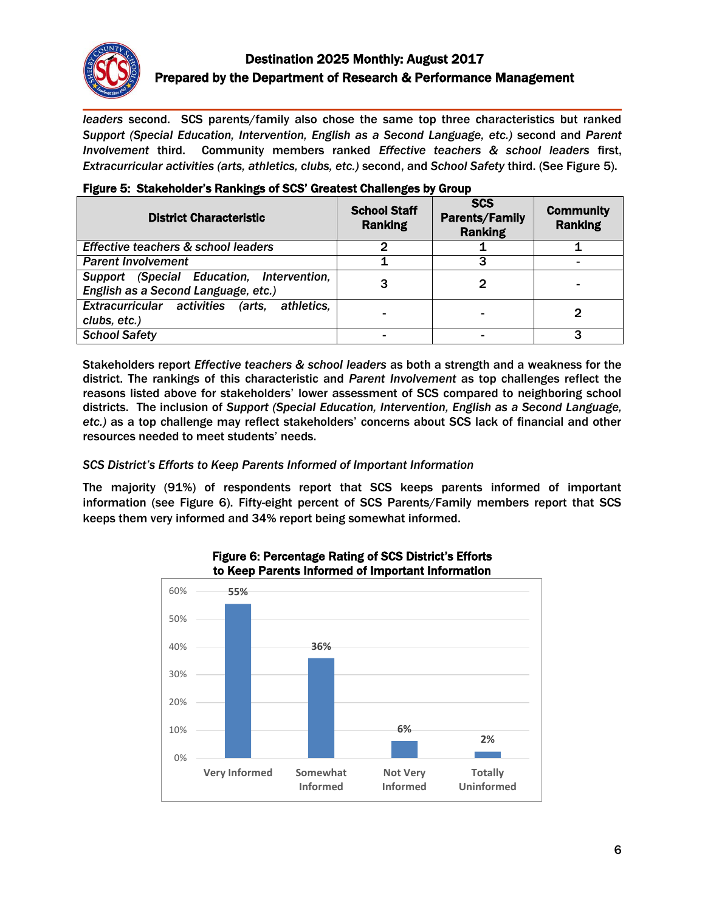*leaders* second. SCS parents/family also chose the same top three characteristics but ranked *Support (Special Education, Intervention, English as a Second Language, etc.)* second and *Parent Involvement* third. Community members ranked *Effective teachers & school leaders* first, *Extracurricular activities (arts, athletics, clubs, etc.)* second, and *School Safety* third. (See Figure 5).

**Figure 5: Stakeholder's Rankings of SCS' Greatest Challenges by Group**

| District Characteristic | School Staff Ranking | SCS Parents/Family Ranking | Community Ranking |
|---|---|---|---|
| *Effective teachers & school leaders* | 2 | 1 | 1 |
| *Parent Involvement* | 1 | 3 | - |
| *Support (Special Education, Intervention, English as a Second Language, etc.)* | 3 | 2 | - |
| *Extracurricular activities (arts, athletics, clubs, etc.)* | - | - | 2 |
| *School Safety* | - | - | 3 |

Stakeholders report *Effective teachers & school leaders* as both a strength and a weakness for the district. The rankings of this characteristic and *Parent Involvement* as top challenges reflect the reasons listed above for stakeholders' lower assessment of SCS compared to neighboring school districts. The inclusion of *Support (Special Education, Intervention, English as a Second Language, etc.)* as a top challenge may reflect stakeholders' concerns about SCS lack of financial and other resources needed to meet students' needs.

*SCS District's Efforts to Keep Parents Informed of Important Information*

The majority (91%) of respondents report that SCS keeps parents informed of important information (see Figure 6). Fifty-eight percent of SCS Parents/Family members report that SCS keeps them very informed and 34% report being somewhat informed.

**Figure 6: Percentage Rating of SCS District's Efforts to Keep Parents Informed of Important Information**

| Rating | Percentage |
|---|---|
| Very Informed | 55% |
| Somewhat Informed | 36% |
| Not Very Informed | 6% |
| Totally Uninformed | 2% |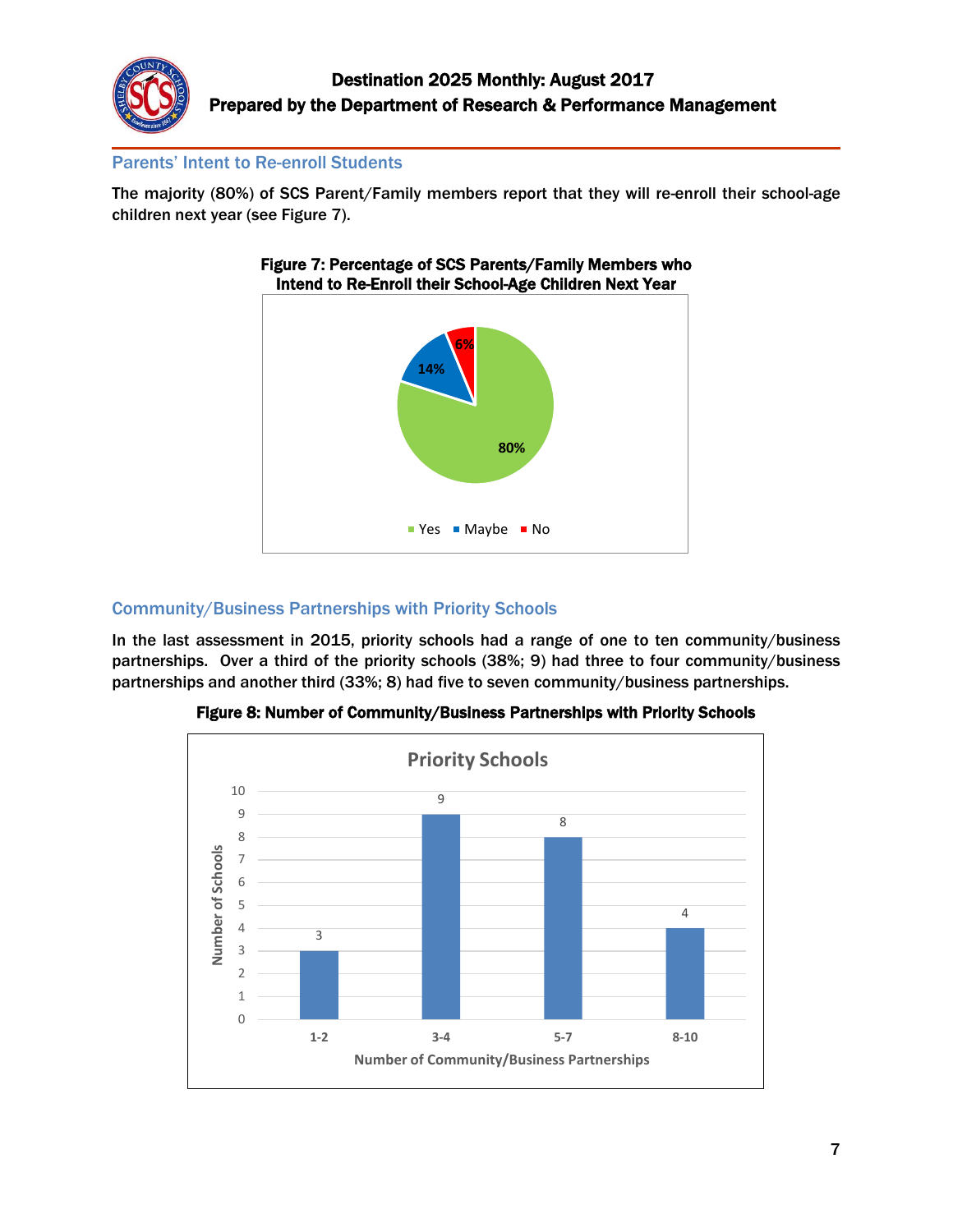## Parents' Intent to Re-enroll Students

The majority (80%) of SCS Parent/Family members report that they will re-enroll their school-age children next year (see Figure 7).

**Figure 7: Percentage of SCS Parents/Family Members who Intend to Re-Enroll their School-Age Children Next Year**

| Response | Percentage |
|---|---|
| Yes | 80% |
| Maybe | 14% |
| No | 6% |

## Community/Business Partnerships with Priority Schools

In the last assessment in 2015, priority schools had a range of one to ten community/business partnerships. Over a third of the priority schools (38%; 9) had three to four community/business partnerships and another third (33%; 8) had five to seven community/business partnerships.

**Figure 8: Number of Community/Business Partnerships with Priority Schools**

Priority Schools

| Number of Community/Business Partnerships | Number of Schools |
|---|---|
| 1-2 | 3 |
| 3-4 | 9 |
| 5-7 | 8 |
| 8-10 | 4 |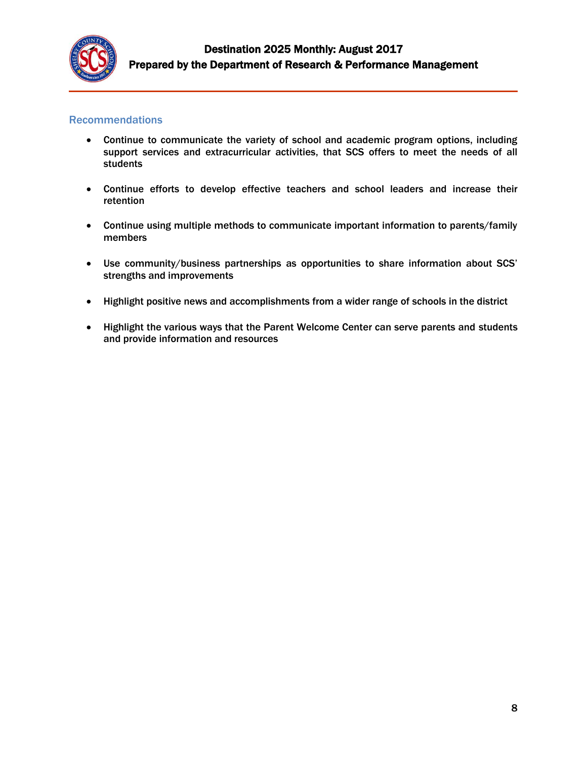## Recommendations

- **Continue to communicate the variety of school and academic program options, including support services and extracurricular activities, that SCS offers to meet the needs of all students**
- **Continue efforts to develop effective teachers and school leaders and increase their retention**
- **Continue using multiple methods to communicate important information to parents/family members**
- **Use community/business partnerships as opportunities to share information about SCS' strengths and improvements**
- **Highlight positive news and accomplishments from a wider range of schools in the district**
- **Highlight the various ways that the Parent Welcome Center can serve parents and students and provide information and resources**